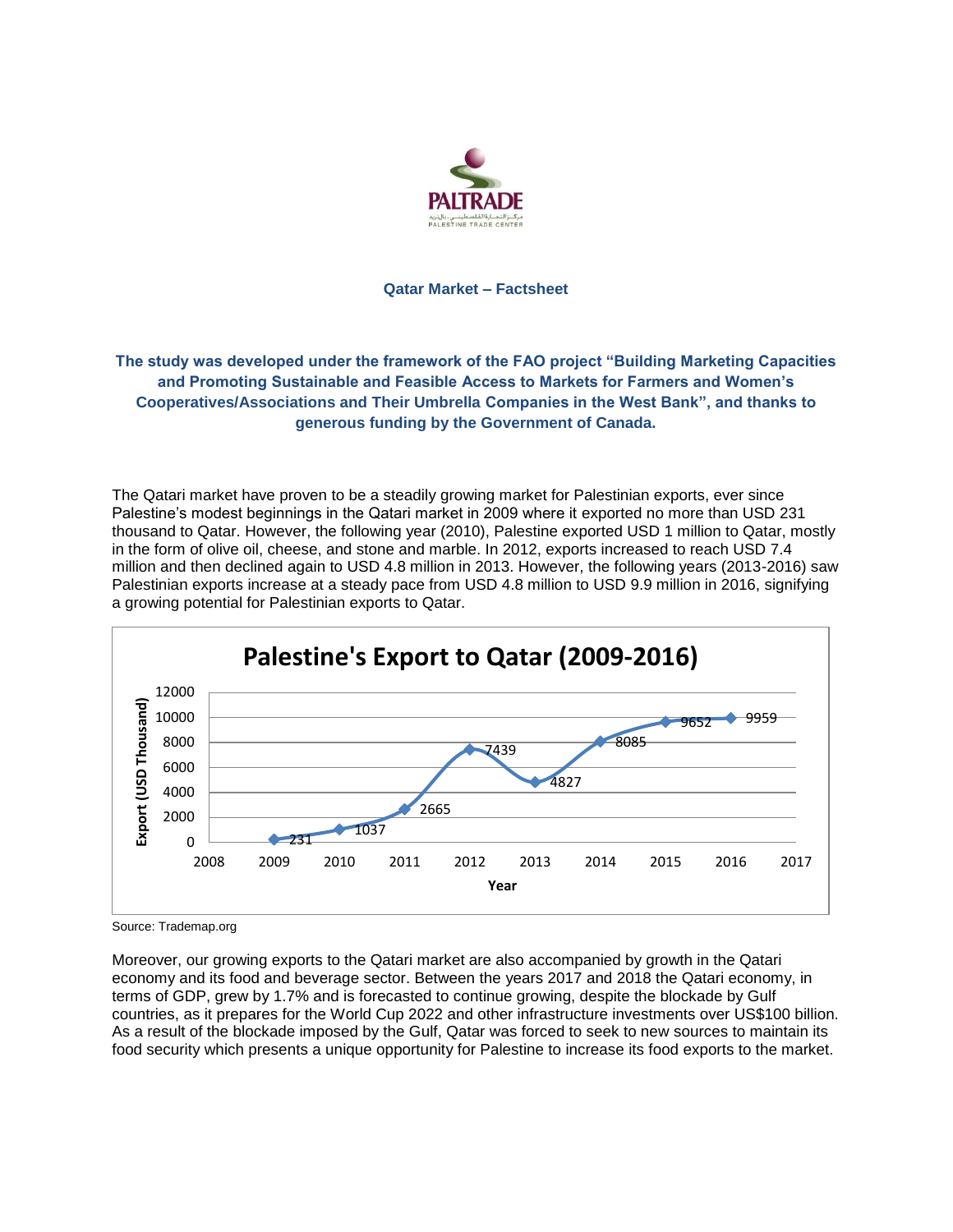PALTRADE

مركز التجارة الفلسطيني - بال تريد

PALESTINE TRADE CENTER

## Qatar Market – Factsheet

**The study was developed under the framework of the FAO project "Building Marketing Capacities and Promoting Sustainable and Feasible Access to Markets for Farmers and Women's Cooperatives/Associations and Their Umbrella Companies in the West Bank", and thanks to generous funding by the Government of Canada.**

The Qatari market have proven to be a steadily growing market for Palestinian exports, ever since Palestine's modest beginnings in the Qatari market in 2009 where it exported no more than USD 231 thousand to Qatar. However, the following year (2010), Palestine exported USD 1 million to Qatar, mostly in the form of olive oil, cheese, and stone and marble. In 2012, exports increased to reach USD 7.4 million and then declined again to USD 4.8 million in 2013. However, the following years (2013-2016) saw Palestinian exports increase at a steady pace from USD 4.8 million to USD 9.9 million in 2016, signifying a growing potential for Palestinian exports to Qatar.

**Palestine's Export to Qatar (2009-2016)**

| Year | Export (USD Thousand) |
|---|---|
| 2009 | 231 |
| 2010 | 1037 |
| 2011 | 2665 |
| 2012 | 7439 |
| 2013 | 4827 |
| 2014 | 8085 |
| 2015 | 9652 |
| 2016 | 9959 |

Source: Trademap.org

Moreover, our growing exports to the Qatari market are also accompanied by growth in the Qatari economy and its food and beverage sector. Between the years 2017 and 2018 the Qatari economy, in terms of GDP, grew by 1.7% and is forecasted to continue growing, despite the blockade by Gulf countries, as it prepares for the World Cup 2022 and other infrastructure investments over US$100 billion. As a result of the blockade imposed by the Gulf, Qatar was forced to seek to new sources to maintain its food security which presents a unique opportunity for Palestine to increase its food exports to the market.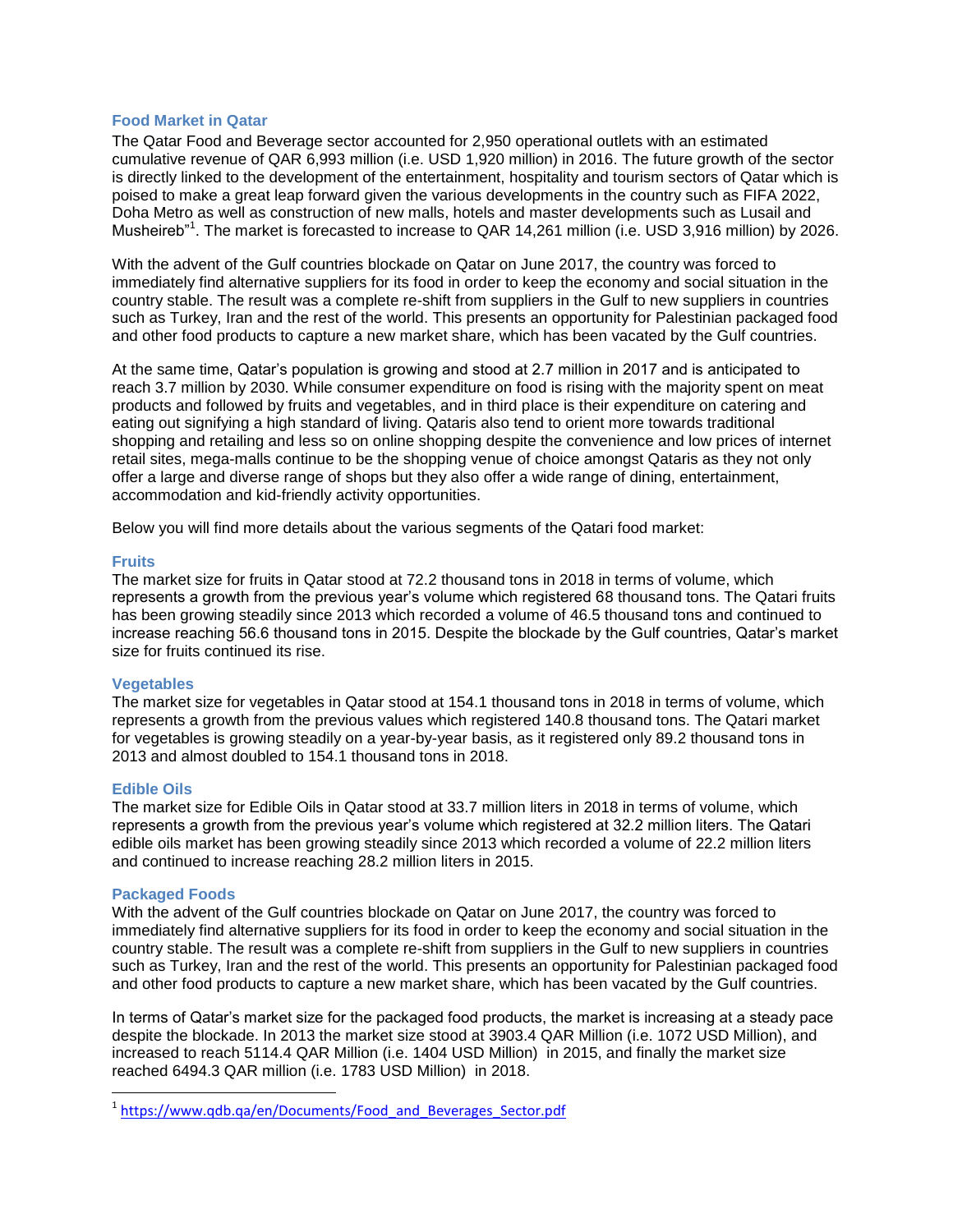### Food Market in Qatar

The Qatar Food and Beverage sector accounted for 2,950 operational outlets with an estimated cumulative revenue of QAR 6,993 million (i.e. USD 1,920 million) in 2016. The future growth of the sector is directly linked to the development of the entertainment, hospitality and tourism sectors of Qatar which is poised to make a great leap forward given the various developments in the country such as FIFA 2022, Doha Metro as well as construction of new malls, hotels and master developments such as Lusail and Musheireb"[1]. The market is forecasted to increase to QAR 14,261 million (i.e. USD 3,916 million) by 2026.

With the advent of the Gulf countries blockade on Qatar on June 2017, the country was forced to immediately find alternative suppliers for its food in order to keep the economy and social situation in the country stable. The result was a complete re-shift from suppliers in the Gulf to new suppliers in countries such as Turkey, Iran and the rest of the world. This presents an opportunity for Palestinian packaged food and other food products to capture a new market share, which has been vacated by the Gulf countries.

At the same time, Qatar's population is growing and stood at 2.7 million in 2017 and is anticipated to reach 3.7 million by 2030. While consumer expenditure on food is rising with the majority spent on meat products and followed by fruits and vegetables, and in third place is their expenditure on catering and eating out signifying a high standard of living. Qataris also tend to orient more towards traditional shopping and retailing and less so on online shopping despite the convenience and low prices of internet retail sites, mega-malls continue to be the shopping venue of choice amongst Qataris as they not only offer a large and diverse range of shops but they also offer a wide range of dining, entertainment, accommodation and kid-friendly activity opportunities.

Below you will find more details about the various segments of the Qatari food market:

#### Fruits

The market size for fruits in Qatar stood at 72.2 thousand tons in 2018 in terms of volume, which represents a growth from the previous year's volume which registered 68 thousand tons. The Qatari fruits has been growing steadily since 2013 which recorded a volume of 46.5 thousand tons and continued to increase reaching 56.6 thousand tons in 2015. Despite the blockade by the Gulf countries, Qatar's market size for fruits continued its rise.

#### Vegetables

The market size for vegetables in Qatar stood at 154.1 thousand tons in 2018 in terms of volume, which represents a growth from the previous values which registered 140.8 thousand tons. The Qatari market for vegetables is growing steadily on a year-by-year basis, as it registered only 89.2 thousand tons in 2013 and almost doubled to 154.1 thousand tons in 2018.

#### Edible Oils

The market size for Edible Oils in Qatar stood at 33.7 million liters in 2018 in terms of volume, which represents a growth from the previous year's volume which registered at 32.2 million liters. The Qatari edible oils market has been growing steadily since 2013 which recorded a volume of 22.2 million liters and continued to increase reaching 28.2 million liters in 2015.

#### Packaged Foods

With the advent of the Gulf countries blockade on Qatar on June 2017, the country was forced to immediately find alternative suppliers for its food in order to keep the economy and social situation in the country stable. The result was a complete re-shift from suppliers in the Gulf to new suppliers in countries such as Turkey, Iran and the rest of the world. This presents an opportunity for Palestinian packaged food and other food products to capture a new market share, which has been vacated by the Gulf countries.

In terms of Qatar's market size for the packaged food products, the market is increasing at a steady pace despite the blockade. In 2013 the market size stood at 3903.4 QAR Million (i.e. 1072 USD Million), and increased to reach 5114.4 QAR Million (i.e. 1404 USD Million) in 2015, and finally the market size reached 6494.3 QAR million (i.e. 1783 USD Million) in 2018.

---

[1] https://www.qdb.qa/en/Documents/Food_and_Beverages_Sector.pdf